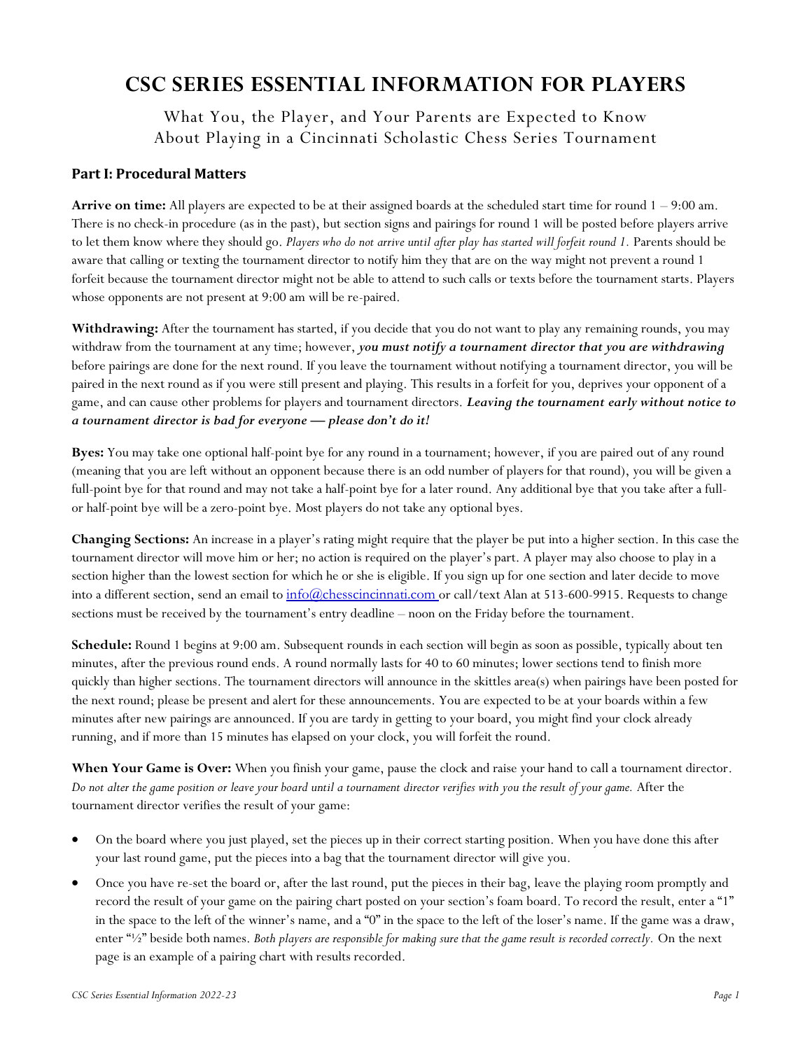# CSC SERIES ESSENTIAL INFORMATION FOR PLAYERS

What You, the Player, and Your Parents are Expected to Know
About Playing in a Cincinnati Scholastic Chess Series Tournament

## Part I: Procedural Matters

**Arrive on time:** All players are expected to be at their assigned boards at the scheduled start time for round 1 – 9:00 am. There is no check-in procedure (as in the past), but section signs and pairings for round 1 will be posted before players arrive to let them know where they should go. *Players who do not arrive until after play has started will forfeit round 1.* Parents should be aware that calling or texting the tournament director to notify him they that are on the way might not prevent a round 1 forfeit because the tournament director might not be able to attend to such calls or texts before the tournament starts. Players whose opponents are not present at 9:00 am will be re-paired.

**Withdrawing:** After the tournament has started, if you decide that you do not want to play any remaining rounds, you may withdraw from the tournament at any time; however, ***you must notify a tournament director that you are withdrawing*** before pairings are done for the next round. If you leave the tournament without notifying a tournament director, you will be paired in the next round as if you were still present and playing. This results in a forfeit for you, deprives your opponent of a game, and can cause other problems for players and tournament directors. ***Leaving the tournament early without notice to a tournament director is bad for everyone — please don't do it!***

**Byes:** You may take one optional half-point bye for any round in a tournament; however, if you are paired out of any round (meaning that you are left without an opponent because there is an odd number of players for that round), you will be given a full-point bye for that round and may not take a half-point bye for a later round. Any additional bye that you take after a full- or half-point bye will be a zero-point bye. Most players do not take any optional byes.

**Changing Sections:** An increase in a player's rating might require that the player be put into a higher section. In this case the tournament director will move him or her; no action is required on the player's part. A player may also choose to play in a section higher than the lowest section for which he or she is eligible. If you sign up for one section and later decide to move into a different section, send an email to info@chesscincinnati.com or call/text Alan at 513-600-9915. Requests to change sections must be received by the tournament's entry deadline – noon on the Friday before the tournament.

**Schedule:** Round 1 begins at 9:00 am. Subsequent rounds in each section will begin as soon as possible, typically about ten minutes, after the previous round ends. A round normally lasts for 40 to 60 minutes; lower sections tend to finish more quickly than higher sections. The tournament directors will announce in the skittles area(s) when pairings have been posted for the next round; please be present and alert for these announcements. You are expected to be at your boards within a few minutes after new pairings are announced. If you are tardy in getting to your board, you might find your clock already running, and if more than 15 minutes has elapsed on your clock, you will forfeit the round.

**When Your Game is Over:** When you finish your game, pause the clock and raise your hand to call a tournament director. *Do not alter the game position or leave your board until a tournament director verifies with you the result of your game.* After the tournament director verifies the result of your game:

- On the board where you just played, set the pieces up in their correct starting position. When you have done this after your last round game, put the pieces into a bag that the tournament director will give you.
- Once you have re-set the board or, after the last round, put the pieces in their bag, leave the playing room promptly and record the result of your game on the pairing chart posted on your section's foam board. To record the result, enter a "1" in the space to the left of the winner's name, and a "0" in the space to the left of the loser's name. If the game was a draw, enter "½" beside both names. *Both players are responsible for making sure that the game result is recorded correctly.* On the next page is an example of a pairing chart with results recorded.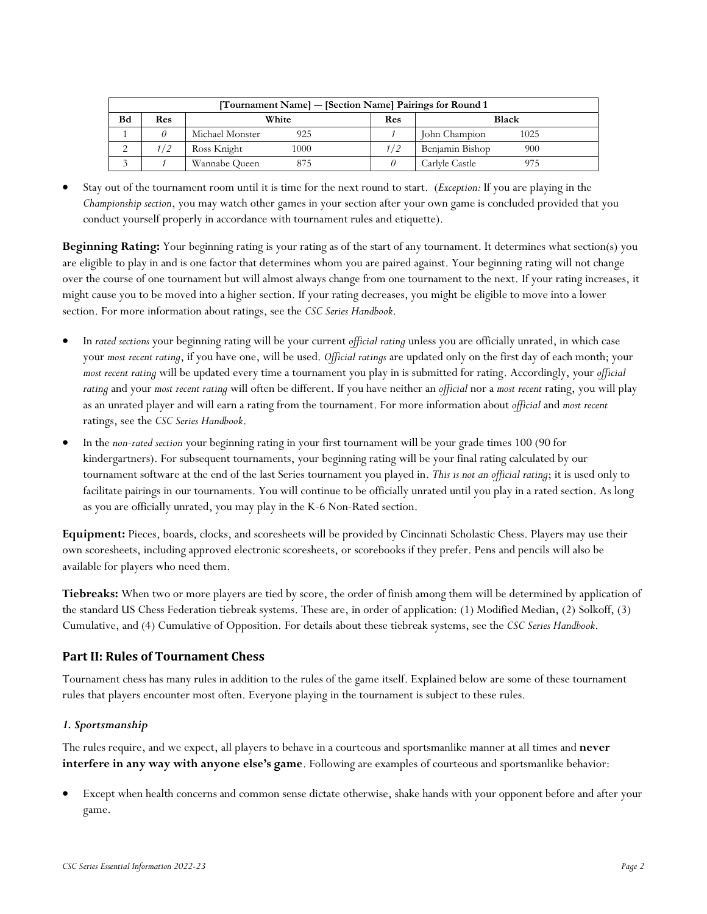| [Tournament Name] — [Section Name] Pairings for Round 1 | | | | | | |
|---|---|---|---|---|---|---|
| **Bd** | **Res** | **White** | | **Res** | **Black** | |
| 1 | *0* | Michael Monster | 925 | *1* | John Champion | 1025 |
| 2 | *1/2* | Ross Knight | 1000 | *1/2* | Benjamin Bishop | 900 |
| 3 | *1* | Wannabe Queen | 875 | *0* | Carlyle Castle | 975 |

- Stay out of the tournament room until it is time for the next round to start. (*Exception:* If you are playing in the *Championship section*, you may watch other games in your section after your own game is concluded provided that you conduct yourself properly in accordance with tournament rules and etiquette).

**Beginning Rating:** Your beginning rating is your rating as of the start of any tournament. It determines what section(s) you are eligible to play in and is one factor that determines whom you are paired against. Your beginning rating will not change over the course of one tournament but will almost always change from one tournament to the next. If your rating increases, it might cause you to be moved into a higher section. If your rating decreases, you might be eligible to move into a lower section. For more information about ratings, see the *CSC Series Handbook*.

- In *rated sections* your beginning rating will be your current *official rating* unless you are officially unrated, in which case your *most recent rating*, if you have one, will be used. *Official ratings* are updated only on the first day of each month; your *most recent rating* will be updated every time a tournament you play in is submitted for rating. Accordingly, your *official rating* and your *most recent rating* will often be different. If you have neither an *official* nor a *most recent* rating, you will play as an unrated player and will earn a rating from the tournament. For more information about *official* and *most recent* ratings, see the *CSC Series Handbook*.
- In the *non-rated section* your beginning rating in your first tournament will be your grade times 100 (90 for kindergartners). For subsequent tournaments, your beginning rating will be your final rating calculated by our tournament software at the end of the last Series tournament you played in. *This is not an official rating*; it is used only to facilitate pairings in our tournaments. You will continue to be officially unrated until you play in a rated section. As long as you are officially unrated, you may play in the K-6 Non-Rated section.

**Equipment:** Pieces, boards, clocks, and scoresheets will be provided by Cincinnati Scholastic Chess. Players may use their own scoresheets, including approved electronic scoresheets, or scorebooks if they prefer. Pens and pencils will also be available for players who need them.

**Tiebreaks:** When two or more players are tied by score, the order of finish among them will be determined by application of the standard US Chess Federation tiebreak systems. These are, in order of application: (1) Modified Median, (2) Solkoff, (3) Cumulative, and (4) Cumulative of Opposition. For details about these tiebreak systems, see the *CSC Series Handbook*.

## Part II: Rules of Tournament Chess

Tournament chess has many rules in addition to the rules of the game itself. Explained below are some of these tournament rules that players encounter most often. Everyone playing in the tournament is subject to these rules.

### *1. Sportsmanship*

The rules require, and we expect, all players to behave in a courteous and sportsmanlike manner at all times and **never interfere in any way with anyone else's game**. Following are examples of courteous and sportsmanlike behavior:

- Except when health concerns and common sense dictate otherwise, shake hands with your opponent before and after your game.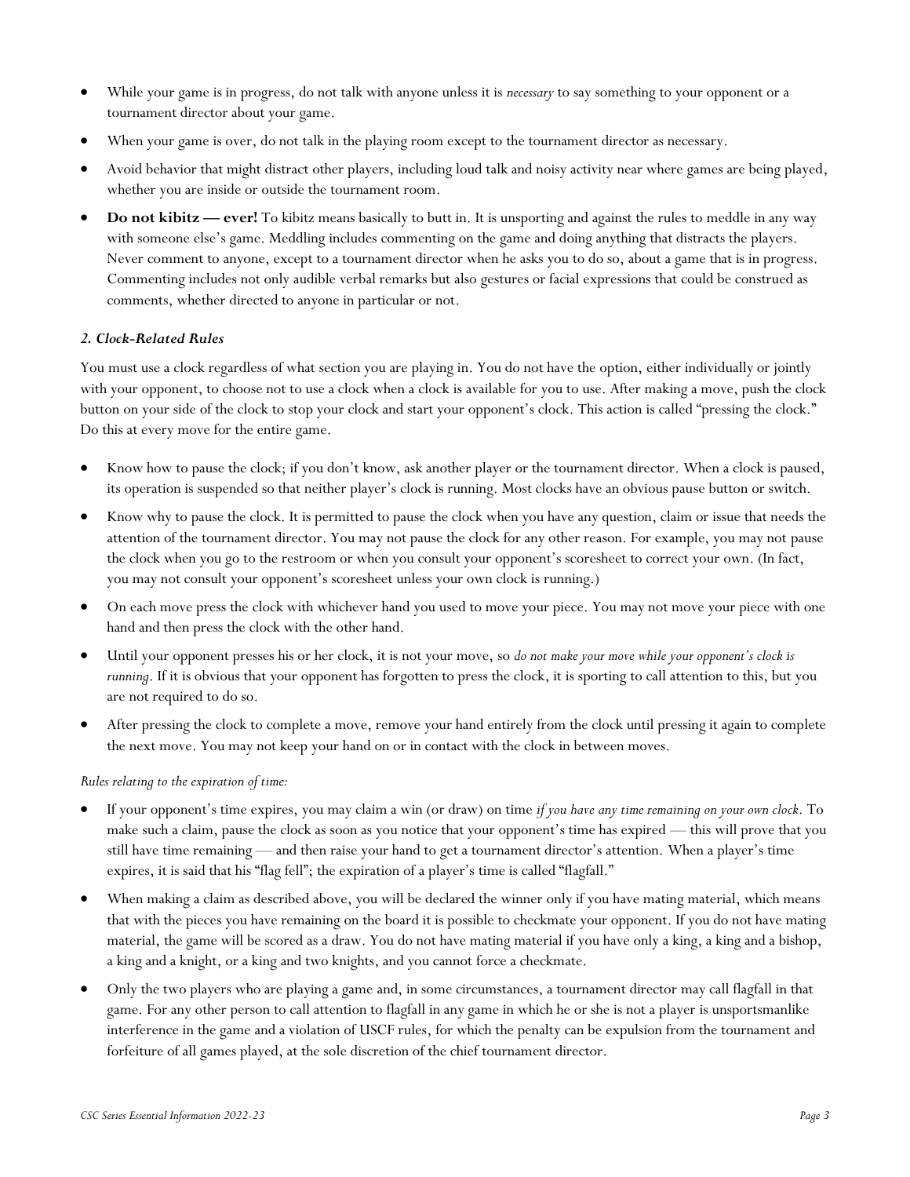- While your game is in progress, do not talk with anyone unless it is *necessary* to say something to your opponent or a tournament director about your game.
- When your game is over, do not talk in the playing room except to the tournament director as necessary.
- Avoid behavior that might distract other players, including loud talk and noisy activity near where games are being played, whether you are inside or outside the tournament room.
- **Do not kibitz — ever!** To kibitz means basically to butt in. It is unsporting and against the rules to meddle in any way with someone else's game. Meddling includes commenting on the game and doing anything that distracts the players. Never comment to anyone, except to a tournament director when he asks you to do so, about a game that is in progress. Commenting includes not only audible verbal remarks but also gestures or facial expressions that could be construed as comments, whether directed to anyone in particular or not.

### *2. Clock-Related Rules*

You must use a clock regardless of what section you are playing in. You do not have the option, either individually or jointly with your opponent, to choose not to use a clock when a clock is available for you to use. After making a move, push the clock button on your side of the clock to stop your clock and start your opponent's clock. This action is called "pressing the clock." Do this at every move for the entire game.

- Know how to pause the clock; if you don't know, ask another player or the tournament director. When a clock is paused, its operation is suspended so that neither player's clock is running. Most clocks have an obvious pause button or switch.
- Know why to pause the clock. It is permitted to pause the clock when you have any question, claim or issue that needs the attention of the tournament director. You may not pause the clock for any other reason. For example, you may not pause the clock when you go to the restroom or when you consult your opponent's scoresheet to correct your own. (In fact, you may not consult your opponent's scoresheet unless your own clock is running.)
- On each move press the clock with whichever hand you used to move your piece. You may not move your piece with one hand and then press the clock with the other hand.
- Until your opponent presses his or her clock, it is not your move, so *do not make your move while your opponent's clock is running*. If it is obvious that your opponent has forgotten to press the clock, it is sporting to call attention to this, but you are not required to do so.
- After pressing the clock to complete a move, remove your hand entirely from the clock until pressing it again to complete the next move. You may not keep your hand on or in contact with the clock in between moves.

*Rules relating to the expiration of time:*

- If your opponent's time expires, you may claim a win (or draw) on time *if you have any time remaining on your own clock*. To make such a claim, pause the clock as soon as you notice that your opponent's time has expired — this will prove that you still have time remaining — and then raise your hand to get a tournament director's attention. When a player's time expires, it is said that his "flag fell"; the expiration of a player's time is called "flagfall."
- When making a claim as described above, you will be declared the winner only if you have mating material, which means that with the pieces you have remaining on the board it is possible to checkmate your opponent. If you do not have mating material, the game will be scored as a draw. You do not have mating material if you have only a king, a king and a bishop, a king and a knight, or a king and two knights, and you cannot force a checkmate.
- Only the two players who are playing a game and, in some circumstances, a tournament director may call flagfall in that game. For any other person to call attention to flagfall in any game in which he or she is not a player is unsportsmanlike interference in the game and a violation of USCF rules, for which the penalty can be expulsion from the tournament and forfeiture of all games played, at the sole discretion of the chief tournament director.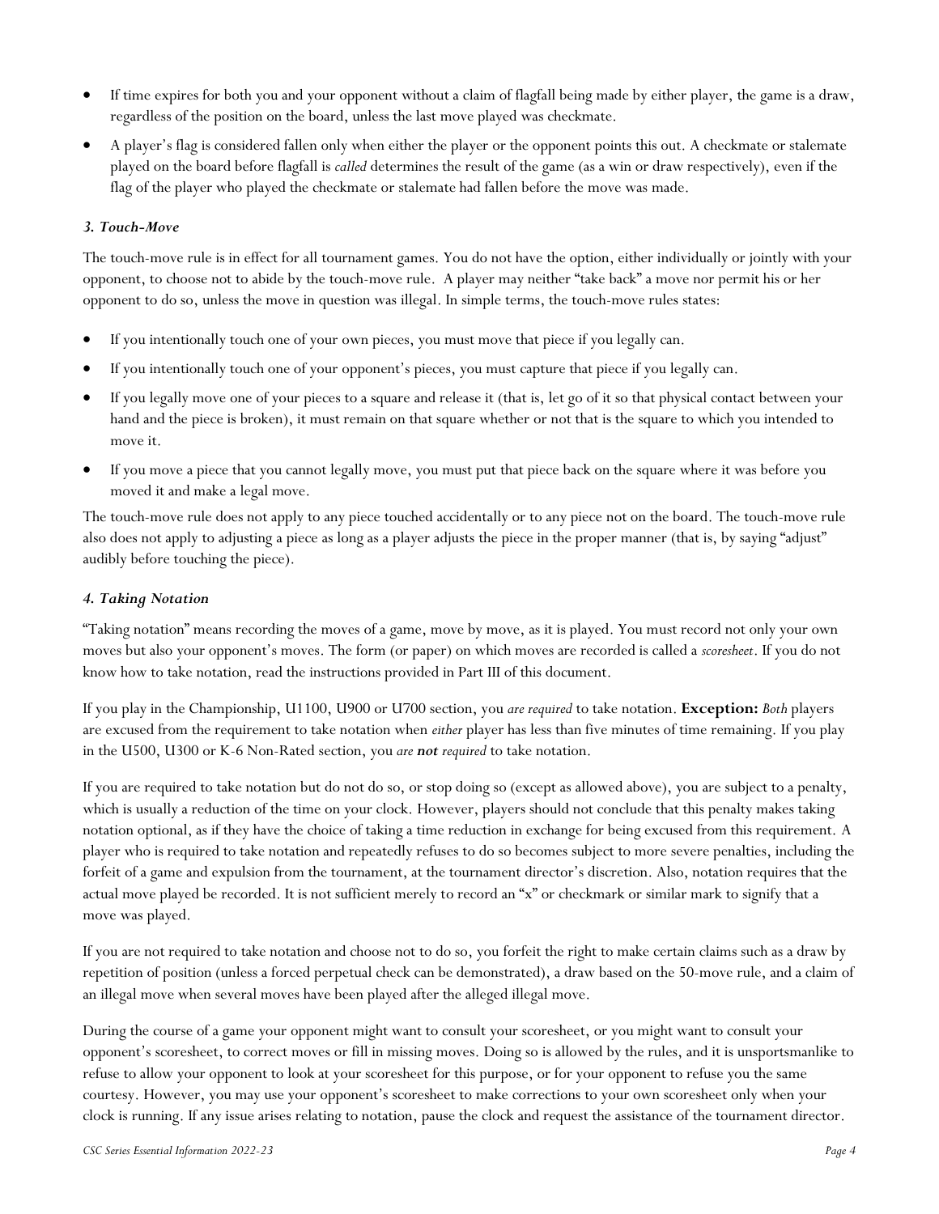- If time expires for both you and your opponent without a claim of flagfall being made by either player, the game is a draw, regardless of the position on the board, unless the last move played was checkmate.
- A player's flag is considered fallen only when either the player or the opponent points this out. A checkmate or stalemate played on the board before flagfall is *called* determines the result of the game (as a win or draw respectively), even if the flag of the player who played the checkmate or stalemate had fallen before the move was made.

### *3. Touch-Move*

The touch-move rule is in effect for all tournament games. You do not have the option, either individually or jointly with your opponent, to choose not to abide by the touch-move rule. A player may neither "take back" a move nor permit his or her opponent to do so, unless the move in question was illegal. In simple terms, the touch-move rules states:

- If you intentionally touch one of your own pieces, you must move that piece if you legally can.
- If you intentionally touch one of your opponent's pieces, you must capture that piece if you legally can.
- If you legally move one of your pieces to a square and release it (that is, let go of it so that physical contact between your hand and the piece is broken), it must remain on that square whether or not that is the square to which you intended to move it.
- If you move a piece that you cannot legally move, you must put that piece back on the square where it was before you moved it and make a legal move.

The touch-move rule does not apply to any piece touched accidentally or to any piece not on the board. The touch-move rule also does not apply to adjusting a piece as long as a player adjusts the piece in the proper manner (that is, by saying "adjust" audibly before touching the piece).

### *4. Taking Notation*

"Taking notation" means recording the moves of a game, move by move, as it is played. You must record not only your own moves but also your opponent's moves. The form (or paper) on which moves are recorded is called a *scoresheet*. If you do not know how to take notation, read the instructions provided in Part III of this document.

If you play in the Championship, U1100, U900 or U700 section, you *are required* to take notation. **Exception:** *Both* players are excused from the requirement to take notation when *either* player has less than five minutes of time remaining. If you play in the U500, U300 or K-6 Non-Rated section, you *are **not** required* to take notation.

If you are required to take notation but do not do so, or stop doing so (except as allowed above), you are subject to a penalty, which is usually a reduction of the time on your clock. However, players should not conclude that this penalty makes taking notation optional, as if they have the choice of taking a time reduction in exchange for being excused from this requirement. A player who is required to take notation and repeatedly refuses to do so becomes subject to more severe penalties, including the forfeit of a game and expulsion from the tournament, at the tournament director's discretion. Also, notation requires that the actual move played be recorded. It is not sufficient merely to record an "x" or checkmark or similar mark to signify that a move was played.

If you are not required to take notation and choose not to do so, you forfeit the right to make certain claims such as a draw by repetition of position (unless a forced perpetual check can be demonstrated), a draw based on the 50-move rule, and a claim of an illegal move when several moves have been played after the alleged illegal move.

During the course of a game your opponent might want to consult your scoresheet, or you might want to consult your opponent's scoresheet, to correct moves or fill in missing moves. Doing so is allowed by the rules, and it is unsportsmanlike to refuse to allow your opponent to look at your scoresheet for this purpose, or for your opponent to refuse you the same courtesy. However, you may use your opponent's scoresheet to make corrections to your own scoresheet only when your clock is running. If any issue arises relating to notation, pause the clock and request the assistance of the tournament director.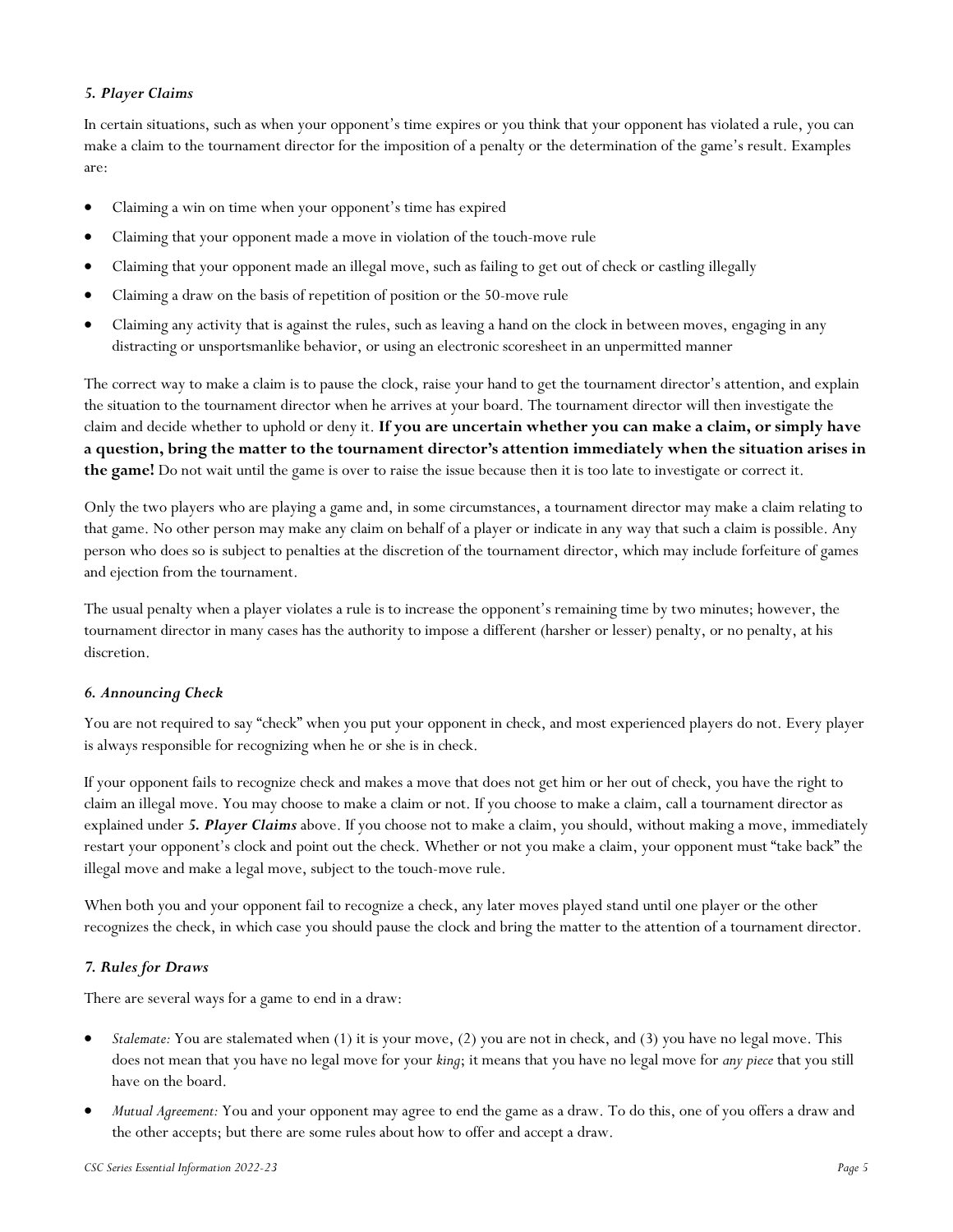### *5. Player Claims*

In certain situations, such as when your opponent's time expires or you think that your opponent has violated a rule, you can make a claim to the tournament director for the imposition of a penalty or the determination of the game's result. Examples are:

- Claiming a win on time when your opponent's time has expired
- Claiming that your opponent made a move in violation of the touch-move rule
- Claiming that your opponent made an illegal move, such as failing to get out of check or castling illegally
- Claiming a draw on the basis of repetition of position or the 50-move rule
- Claiming any activity that is against the rules, such as leaving a hand on the clock in between moves, engaging in any distracting or unsportsmanlike behavior, or using an electronic scoresheet in an unpermitted manner

The correct way to make a claim is to pause the clock, raise your hand to get the tournament director's attention, and explain the situation to the tournament director when he arrives at your board. The tournament director will then investigate the claim and decide whether to uphold or deny it. **If you are uncertain whether you can make a claim, or simply have a question, bring the matter to the tournament director's attention immediately when the situation arises in the game!** Do not wait until the game is over to raise the issue because then it is too late to investigate or correct it.

Only the two players who are playing a game and, in some circumstances, a tournament director may make a claim relating to that game. No other person may make any claim on behalf of a player or indicate in any way that such a claim is possible. Any person who does so is subject to penalties at the discretion of the tournament director, which may include forfeiture of games and ejection from the tournament.

The usual penalty when a player violates a rule is to increase the opponent's remaining time by two minutes; however, the tournament director in many cases has the authority to impose a different (harsher or lesser) penalty, or no penalty, at his discretion.

### *6. Announcing Check*

You are not required to say "check" when you put your opponent in check, and most experienced players do not. Every player is always responsible for recognizing when he or she is in check.

If your opponent fails to recognize check and makes a move that does not get him or her out of check, you have the right to claim an illegal move. You may choose to make a claim or not. If you choose to make a claim, call a tournament director as explained under ***5. Player Claims*** above. If you choose not to make a claim, you should, without making a move, immediately restart your opponent's clock and point out the check. Whether or not you make a claim, your opponent must "take back" the illegal move and make a legal move, subject to the touch-move rule.

When both you and your opponent fail to recognize a check, any later moves played stand until one player or the other recognizes the check, in which case you should pause the clock and bring the matter to the attention of a tournament director.

### *7. Rules for Draws*

There are several ways for a game to end in a draw:

- *Stalemate:* You are stalemated when (1) it is your move, (2) you are not in check, and (3) you have no legal move. This does not mean that you have no legal move for your *king*; it means that you have no legal move for *any piece* that you still have on the board.
- *Mutual Agreement:* You and your opponent may agree to end the game as a draw. To do this, one of you offers a draw and the other accepts; but there are some rules about how to offer and accept a draw.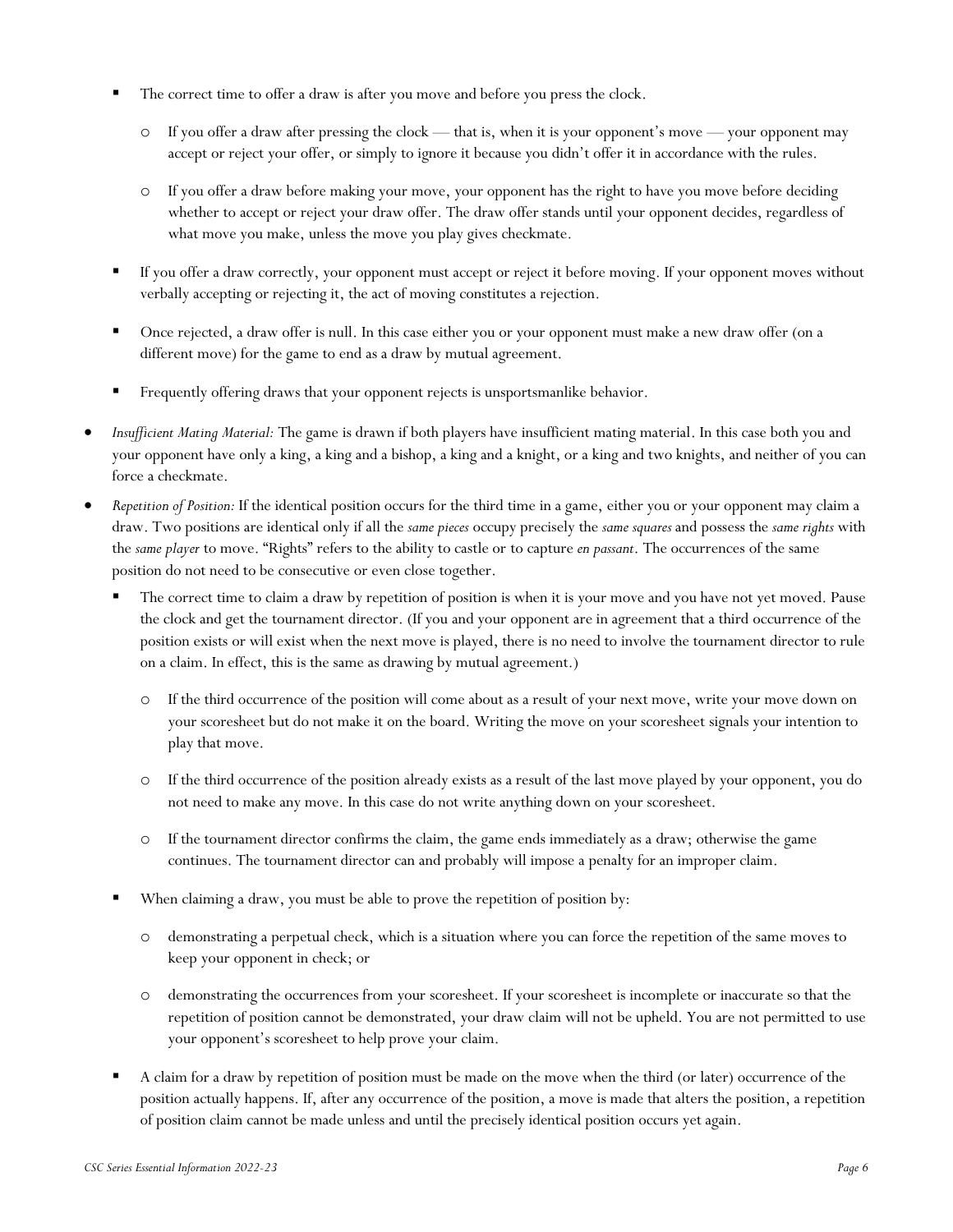- The correct time to offer a draw is after you move and before you press the clock.
  - If you offer a draw after pressing the clock — that is, when it is your opponent's move — your opponent may accept or reject your offer, or simply to ignore it because you didn't offer it in accordance with the rules.
  - If you offer a draw before making your move, your opponent has the right to have you move before deciding whether to accept or reject your draw offer. The draw offer stands until your opponent decides, regardless of what move you make, unless the move you play gives checkmate.
- If you offer a draw correctly, your opponent must accept or reject it before moving. If your opponent moves without verbally accepting or rejecting it, the act of moving constitutes a rejection.
- Once rejected, a draw offer is null. In this case either you or your opponent must make a new draw offer (on a different move) for the game to end as a draw by mutual agreement.
- Frequently offering draws that your opponent rejects is unsportsmanlike behavior.

- *Insufficient Mating Material:* The game is drawn if both players have insufficient mating material. In this case both you and your opponent have only a king, a king and a bishop, a king and a knight, or a king and two knights, and neither of you can force a checkmate.
- *Repetition of Position:* If the identical position occurs for the third time in a game, either you or your opponent may claim a draw. Two positions are identical only if all the *same pieces* occupy precisely the *same squares* and possess the *same rights* with the *same player* to move. "Rights" refers to the ability to castle or to capture *en passant*. The occurrences of the same position do not need to be consecutive or even close together.
  - The correct time to claim a draw by repetition of position is when it is your move and you have not yet moved. Pause the clock and get the tournament director. (If you and your opponent are in agreement that a third occurrence of the position exists or will exist when the next move is played, there is no need to involve the tournament director to rule on a claim. In effect, this is the same as drawing by mutual agreement.)
    - If the third occurrence of the position will come about as a result of your next move, write your move down on your scoresheet but do not make it on the board. Writing the move on your scoresheet signals your intention to play that move.
    - If the third occurrence of the position already exists as a result of the last move played by your opponent, you do not need to make any move. In this case do not write anything down on your scoresheet.
    - If the tournament director confirms the claim, the game ends immediately as a draw; otherwise the game continues. The tournament director can and probably will impose a penalty for an improper claim.
  - When claiming a draw, you must be able to prove the repetition of position by:
    - demonstrating a perpetual check, which is a situation where you can force the repetition of the same moves to keep your opponent in check; or
    - demonstrating the occurrences from your scoresheet. If your scoresheet is incomplete or inaccurate so that the repetition of position cannot be demonstrated, your draw claim will not be upheld. You are not permitted to use your opponent's scoresheet to help prove your claim.
  - A claim for a draw by repetition of position must be made on the move when the third (or later) occurrence of the position actually happens. If, after any occurrence of the position, a move is made that alters the position, a repetition of position claim cannot be made unless and until the precisely identical position occurs yet again.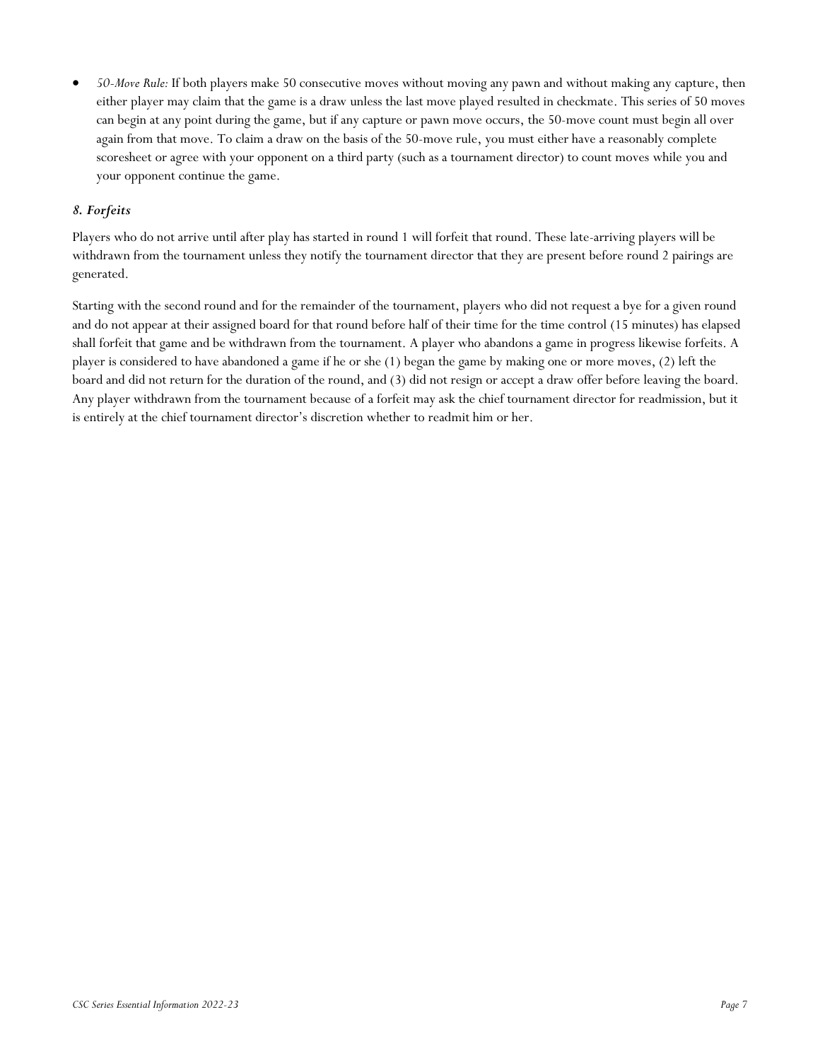- *50-Move Rule:* If both players make 50 consecutive moves without moving any pawn and without making any capture, then either player may claim that the game is a draw unless the last move played resulted in checkmate. This series of 50 moves can begin at any point during the game, but if any capture or pawn move occurs, the 50-move count must begin all over again from that move. To claim a draw on the basis of the 50-move rule, you must either have a reasonably complete scoresheet or agree with your opponent on a third party (such as a tournament director) to count moves while you and your opponent continue the game.

### *8. Forfeits*

Players who do not arrive until after play has started in round 1 will forfeit that round. These late-arriving players will be withdrawn from the tournament unless they notify the tournament director that they are present before round 2 pairings are generated.

Starting with the second round and for the remainder of the tournament, players who did not request a bye for a given round and do not appear at their assigned board for that round before half of their time for the time control (15 minutes) has elapsed shall forfeit that game and be withdrawn from the tournament. A player who abandons a game in progress likewise forfeits. A player is considered to have abandoned a game if he or she (1) began the game by making one or more moves, (2) left the board and did not return for the duration of the round, and (3) did not resign or accept a draw offer before leaving the board. Any player withdrawn from the tournament because of a forfeit may ask the chief tournament director for readmission, but it is entirely at the chief tournament director's discretion whether to readmit him or her.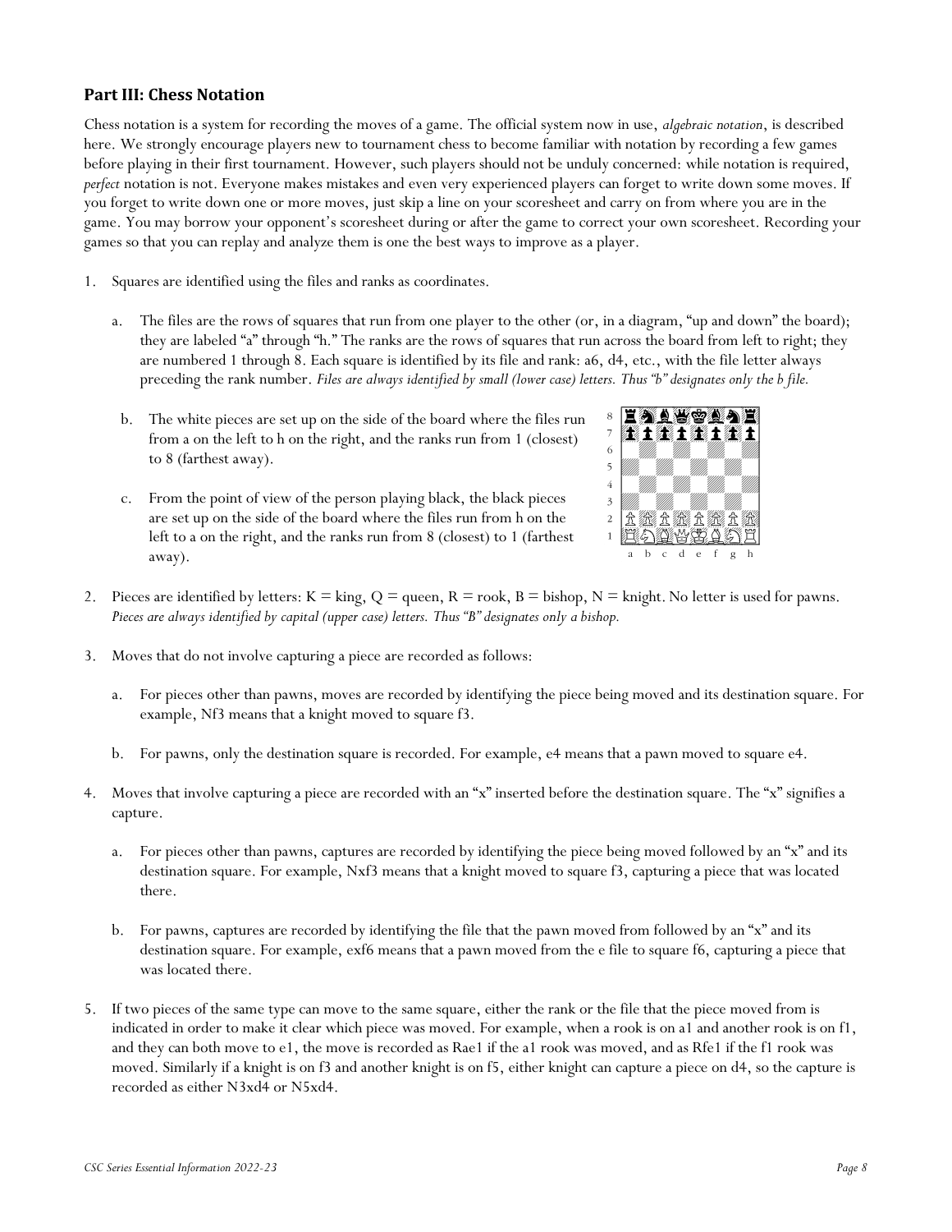## Part III: Chess Notation

Chess notation is a system for recording the moves of a game. The official system now in use, *algebraic notation*, is described here. We strongly encourage players new to tournament chess to become familiar with notation by recording a few games before playing in their first tournament. However, such players should not be unduly concerned: while notation is required, *perfect* notation is not. Everyone makes mistakes and even very experienced players can forget to write down some moves. If you forget to write down one or more moves, just skip a line on your scoresheet and carry on from where you are in the game. You may borrow your opponent's scoresheet during or after the game to correct your own scoresheet. Recording your games so that you can replay and analyze them is one the best ways to improve as a player.

1. Squares are identified using the files and ranks as coordinates.

   a. The files are the rows of squares that run from one player to the other (or, in a diagram, "up and down" the board); they are labeled "a" through "h." The ranks are the rows of squares that run across the board from left to right; they are numbered 1 through 8. Each square is identified by its file and rank: a6, d4, etc., with the file letter always preceding the rank number. *Files are always identified by small (lower case) letters. Thus "b" designates only the b file.*

   b. The white pieces are set up on the side of the board where the files run from a on the left to h on the right, and the ranks run from 1 (closest) to 8 (farthest away).

   c. From the point of view of the person playing black, the black pieces are set up on the side of the board where the files run from h on the left to a on the right, and the ranks run from 8 (closest) to 1 (farthest away).

2. Pieces are identified by letters: K = king, Q = queen, R = rook, B = bishop, N = knight. No letter is used for pawns. *Pieces are always identified by capital (upper case) letters. Thus "B" designates only a bishop.*

3. Moves that do not involve capturing a piece are recorded as follows:

   a. For pieces other than pawns, moves are recorded by identifying the piece being moved and its destination square. For example, Nf3 means that a knight moved to square f3.

   b. For pawns, only the destination square is recorded. For example, e4 means that a pawn moved to square e4.

4. Moves that involve capturing a piece are recorded with an "x" inserted before the destination square. The "x" signifies a capture.

   a. For pieces other than pawns, captures are recorded by identifying the piece being moved followed by an "x" and its destination square. For example, Nxf3 means that a knight moved to square f3, capturing a piece that was located there.

   b. For pawns, captures are recorded by identifying the file that the pawn moved from followed by an "x" and its destination square. For example, exf6 means that a pawn moved from the e file to square f6, capturing a piece that was located there.

5. If two pieces of the same type can move to the same square, either the rank or the file that the piece moved from is indicated in order to make it clear which piece was moved. For example, when a rook is on a1 and another rook is on f1, and they can both move to e1, the move is recorded as Rae1 if the a1 rook was moved, and as Rfe1 if the f1 rook was moved. Similarly if a knight is on f3 and another knight is on f5, either knight can capture a piece on d4, so the capture is recorded as either N3xd4 or N5xd4.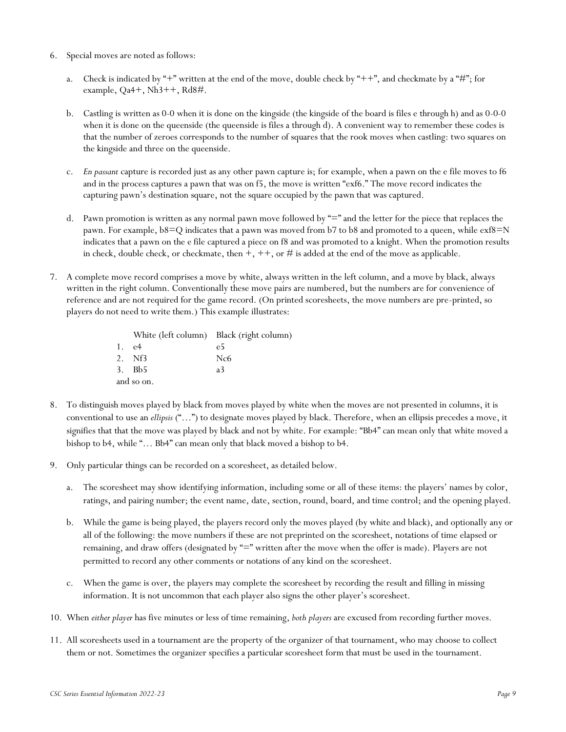6. Special moves are noted as follows:

   a. Check is indicated by "+" written at the end of the move, double check by "++", and checkmate by a "#"; for example, Qa4+, Nh3++, Rd8#.

   b. Castling is written as 0-0 when it is done on the kingside (the kingside of the board is files e through h) and as 0-0-0 when it is done on the queenside (the queenside is files a through d). A convenient way to remember these codes is that the number of zeroes corresponds to the number of squares that the rook moves when castling: two squares on the kingside and three on the queenside.

   c. *En passant* capture is recorded just as any other pawn capture is; for example, when a pawn on the e file moves to f6 and in the process captures a pawn that was on f5, the move is written "exf6." The move record indicates the capturing pawn's destination square, not the square occupied by the pawn that was captured.

   d. Pawn promotion is written as any normal pawn move followed by "=" and the letter for the piece that replaces the pawn. For example, b8=Q indicates that a pawn was moved from b7 to b8 and promoted to a queen, while exf8=N indicates that a pawn on the e file captured a piece on f8 and was promoted to a knight. When the promotion results in check, double check, or checkmate, then +, ++, or # is added at the end of the move as applicable.

7. A complete move record comprises a move by white, always written in the left column, and a move by black, always written in the right column. Conventionally these move pairs are numbered, but the numbers are for convenience of reference and are not required for the game record. (On printed scoresheets, the move numbers are pre-printed, so players do not need to write them.) This example illustrates:

|  | White (left column) | Black (right column) |
|---|---|---|
| 1. | e4 | e5 |
| 2. | Nf3 | Nc6 |
| 3. | Bb5 | a3 |

   and so on.

8. To distinguish moves played by black from moves played by white when the moves are not presented in columns, it is conventional to use an *ellipsis* ("…") to designate moves played by black. Therefore, when an ellipsis precedes a move, it signifies that that the move was played by black and not by white. For example: "Bb4" can mean only that white moved a bishop to b4, while "… Bb4" can mean only that black moved a bishop to b4.

9. Only particular things can be recorded on a scoresheet, as detailed below.

   a. The scoresheet may show identifying information, including some or all of these items: the players' names by color, ratings, and pairing number; the event name, date, section, round, board, and time control; and the opening played.

   b. While the game is being played, the players record only the moves played (by white and black), and optionally any or all of the following: the move numbers if these are not preprinted on the scoresheet, notations of time elapsed or remaining, and draw offers (designated by "=" written after the move when the offer is made). Players are not permitted to record any other comments or notations of any kind on the scoresheet.

   c. When the game is over, the players may complete the scoresheet by recording the result and filling in missing information. It is not uncommon that each player also signs the other player's scoresheet.

10. When *either player* has five minutes or less of time remaining, *both players* are excused from recording further moves.

11. All scoresheets used in a tournament are the property of the organizer of that tournament, who may choose to collect them or not. Sometimes the organizer specifies a particular scoresheet form that must be used in the tournament.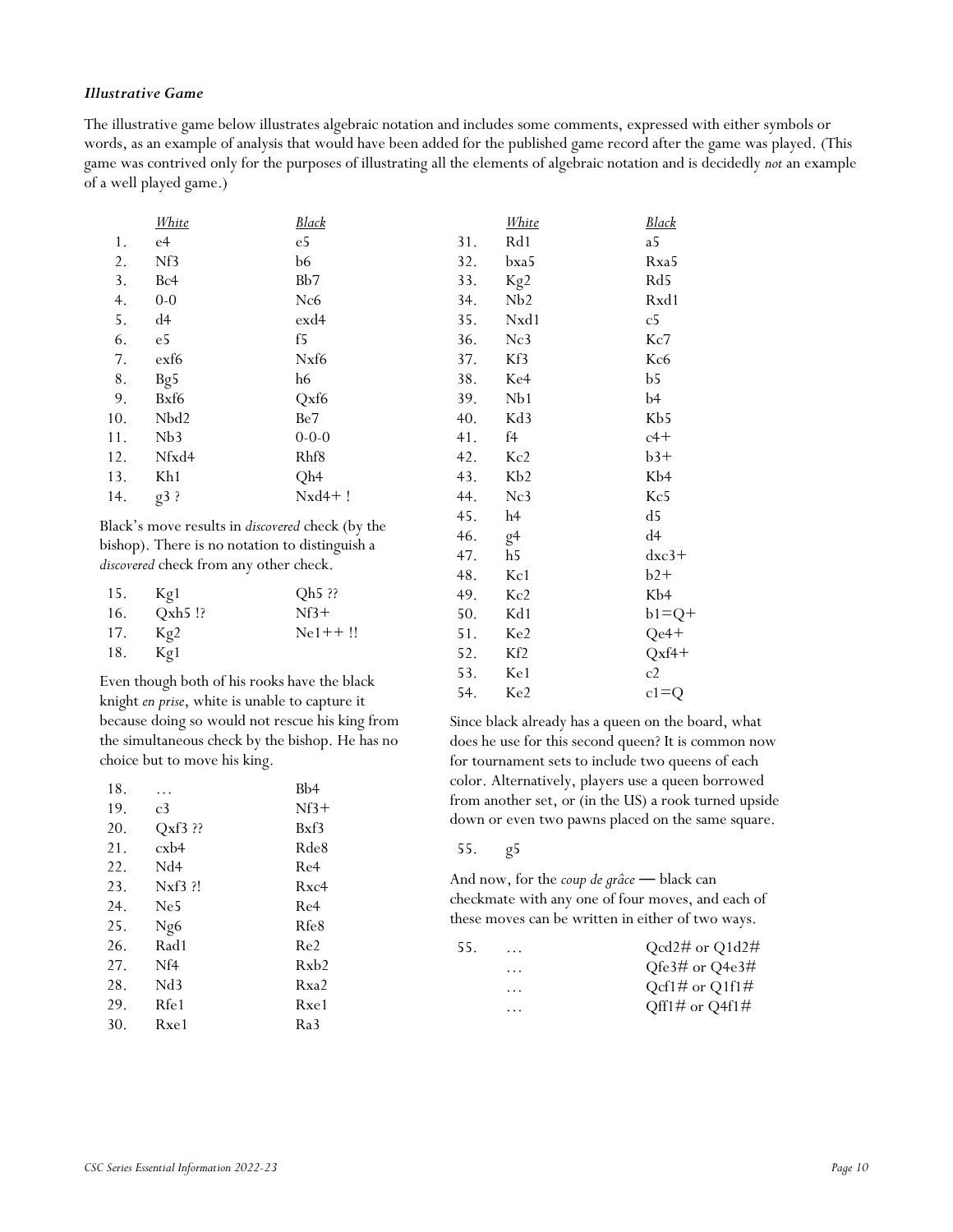### *Illustrative Game*

The illustrative game below illustrates algebraic notation and includes some comments, expressed with either symbols or words, as an example of analysis that would have been added for the published game record after the game was played. (This game was contrived only for the purposes of illustrating all the elements of algebraic notation and is decidedly *not* an example of a well played game.)

| | *White* | *Black* |
|---|---|---|
| 1. | e4 | e5 |
| 2. | Nf3 | b6 |
| 3. | Bc4 | Bb7 |
| 4. | 0-0 | Nc6 |
| 5. | d4 | exd4 |
| 6. | e5 | f5 |
| 7. | exf6 | Nxf6 |
| 8. | Bg5 | h6 |
| 9. | Bxf6 | Qxf6 |
| 10. | Nbd2 | Be7 |
| 11. | Nb3 | 0-0-0 |
| 12. | Nfxd4 | Rhf8 |
| 13. | Kh1 | Qh4 |
| 14. | g3 ? | Nxd4+ ! |

Black's move results in *discovered* check (by the bishop). There is no notation to distinguish a *discovered* check from any other check.

| | | |
|---|---|---|
| 15. | Kg1 | Qh5 ?? |
| 16. | Qxh5 !? | Nf3+ |
| 17. | Kg2 | Ne1++ !! |
| 18. | Kg1 | |

Even though both of his rooks have the black knight *en prise*, white is unable to capture it because doing so would not rescue his king from the simultaneous check by the bishop. He has no choice but to move his king.

| | | |
|---|---|---|
| 18. | … | Bb4 |
| 19. | c3 | Nf3+ |
| 20. | Qxf3 ?? | Bxf3 |
| 21. | cxb4 | Rde8 |
| 22. | Nd4 | Re4 |
| 23. | Nxf3 ?! | Rxc4 |
| 24. | Ne5 | Re4 |
| 25. | Ng6 | Rfe8 |
| 26. | Rad1 | Re2 |
| 27. | Nf4 | Rxb2 |
| 28. | Nd3 | Rxa2 |
| 29. | Rfe1 | Rxe1 |
| 30. | Rxe1 | Ra3 |
| 31. | Rd1 | a5 |
| 32. | bxa5 | Rxa5 |
| 33. | Kg2 | Rd5 |
| 34. | Nb2 | Rxd1 |
| 35. | Nxd1 | c5 |
| 36. | Nc3 | Kc7 |
| 37. | Kf3 | Kc6 |
| 38. | Ke4 | b5 |
| 39. | Nb1 | b4 |
| 40. | Kd3 | Kb5 |
| 41. | f4 | c4+ |
| 42. | Kc2 | b3+ |
| 43. | Kb2 | Kb4 |
| 44. | Nc3 | Kc5 |
| 45. | h4 | d5 |
| 46. | g4 | d4 |
| 47. | h5 | dxc3+ |
| 48. | Kc1 | b2+ |
| 49. | Kc2 | Kb4 |
| 50. | Kd1 | b1=Q+ |
| 51. | Ke2 | Qe4+ |
| 52. | Kf2 | Qxf4+ |
| 53. | Ke1 | c2 |
| 54. | Ke2 | c1=Q |

Since black already has a queen on the board, what does he use for this second queen? It is common now for tournament sets to include two queens of each color. Alternatively, players use a queen borrowed from another set, or (in the US) a rook turned upside down or even two pawns placed on the same square.

| | |
|---|---|
| 55. | g5 |

And now, for the *coup de grâce* — black can checkmate with any one of four moves, and each of these moves can be written in either of two ways.

| | | |
|---|---|---|
| 55. | … | Qcd2# or Q1d2# |
| | … | Qfe3# or Q4e3# |
| | … | Qcf1# or Q1f1# |
| | … | Qff1# or Q4f1# |